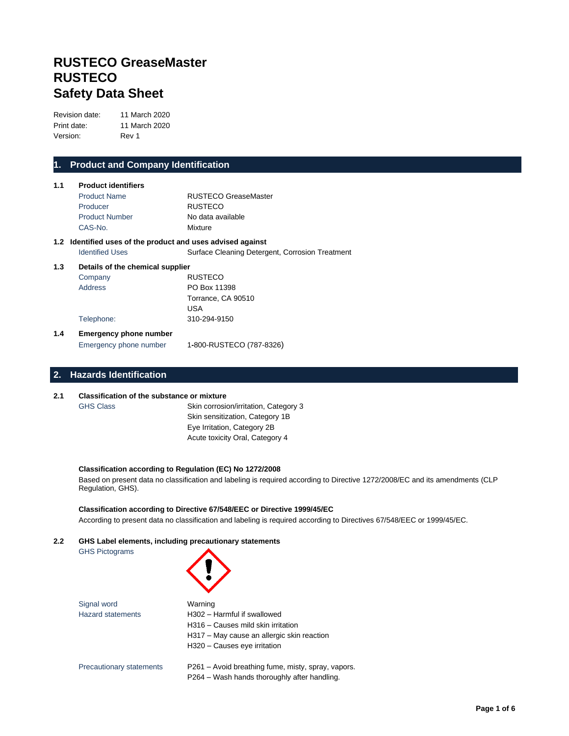# RUSTECO GreaseMaster
# RUSTECO
# Safety Data Sheet

| | |
|---|---|
| Revision date: | 11 March 2020 |
| Print date: | 11 March 2020 |
| Version: | Rev 1 |

## 1. Product and Company Identification

### 1.1 Product identifiers

| | |
|---|---|
| Product Name | RUSTECO GreaseMaster |
| Producer | RUSTECO |
| Product Number | No data available |
| CAS-No. | Mixture |

### 1.2 Identified uses of the product and uses advised against

| | |
|---|---|
| Identified Uses | Surface Cleaning Detergent, Corrosion Treatment |

### 1.3 Details of the chemical supplier

| | |
|---|---|
| Company | RUSTECO |
| Address | PO Box 11398<br>Torrance, CA 90510<br>USA |
| Telephone: | 310-294-9150 |

### 1.4 Emergency phone number

| | |
|---|---|
| Emergency phone number | 1-800-RUSTECO (787-8326) |

## 2. Hazards Identification

### 2.1 Classification of the substance or mixture

| | |
|---|---|
| GHS Class | Skin corrosion/irritation, Category 3<br>Skin sensitization, Category 1B<br>Eye Irritation, Category 2B<br>Acute toxicity Oral, Category 4 |

**Classification according to Regulation (EC) No 1272/2008**

Based on present data no classification and labeling is required according to Directive 1272/2008/EC and its amendments (CLP Regulation, GHS).

**Classification according to Directive 67/548/EEC or Directive 1999/45/EC**

According to present data no classification and labeling is required according to Directives 67/548/EEC or 1999/45/EC.

### 2.2 GHS Label elements, including precautionary statements

GHS Pictograms

| | |
|---|---|
| Signal word | Warning |
| Hazard statements | H302 – Harmful if swallowed<br>H316 – Causes mild skin irritation<br>H317 – May cause an allergic skin reaction<br>H320 – Causes eye irritation |
| Precautionary statements | P261 – Avoid breathing fume, misty, spray, vapors.<br>P264 – Wash hands thoroughly after handling. |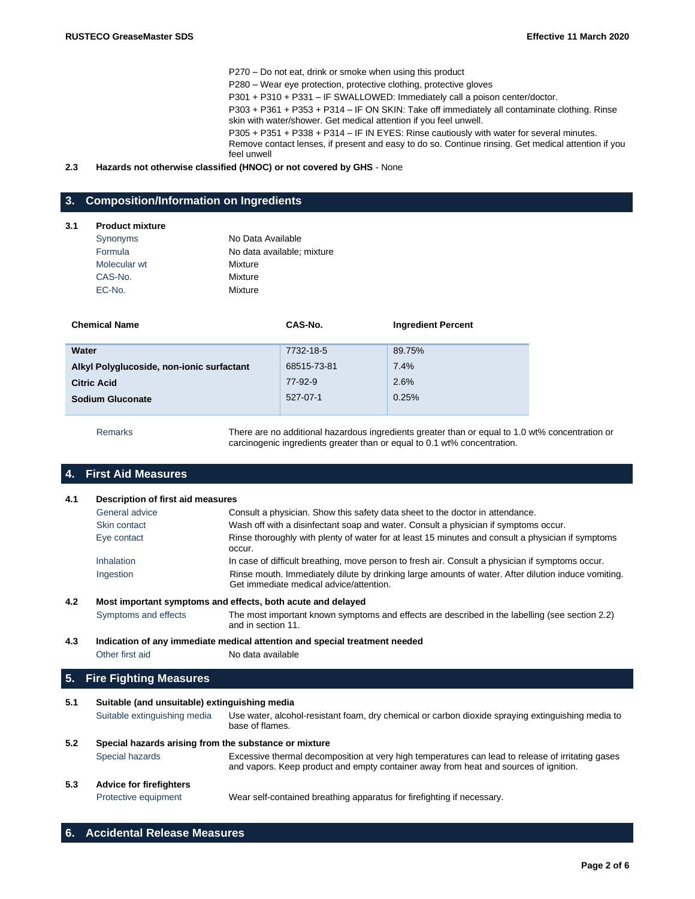P270 – Do not eat, drink or smoke when using this product

P280 – Wear eye protection, protective clothing, protective gloves

P301 + P310 + P331 – IF SWALLOWED: Immediately call a poison center/doctor.

P303 + P361 + P353 + P314 – IF ON SKIN: Take off immediately all contaminate clothing. Rinse skin with water/shower. Get medical attention if you feel unwell.

P305 + P351 + P338 + P314 – IF IN EYES: Rinse cautiously with water for several minutes. Remove contact lenses, if present and easy to do so. Continue rinsing. Get medical attention if you feel unwell

**2.3 Hazards not otherwise classified (HNOC) or not covered by GHS** - None

## 3. Composition/Information on Ingredients

**3.1 Product mixture**

| | |
|---|---|
| Synonyms | No Data Available |
| Formula | No data available; mixture |
| Molecular wt | Mixture |
| CAS-No. | Mixture |
| EC-No. | Mixture |

| Chemical Name | CAS-No. | Ingredient Percent |
|---|---|---|
| **Water** | 7732-18-5 | 89.75% |
| **Alkyl Polyglucoside, non-ionic surfactant** | 68515-73-81 | 7.4% |
| **Citric Acid** | 77-92-9 | 2.6% |
| **Sodium Gluconate** | 527-07-1 | 0.25% |

Remarks: There are no additional hazardous ingredients greater than or equal to 1.0 wt% concentration or carcinogenic ingredients greater than or equal to 0.1 wt% concentration.

## 4. First Aid Measures

**4.1 Description of first aid measures**

| | |
|---|---|
| General advice | Consult a physician. Show this safety data sheet to the doctor in attendance. |
| Skin contact | Wash off with a disinfectant soap and water. Consult a physician if symptoms occur. |
| Eye contact | Rinse thoroughly with plenty of water for at least 15 minutes and consult a physician if symptoms occur. |
| Inhalation | In case of difficult breathing, move person to fresh air. Consult a physician if symptoms occur. |
| Ingestion | Rinse mouth. Immediately dilute by drinking large amounts of water. After dilution induce vomiting. Get immediate medical advice/attention. |

**4.2 Most important symptoms and effects, both acute and delayed**

Symptoms and effects: The most important known symptoms and effects are described in the labelling (see section 2.2) and in section 11.

**4.3 Indication of any immediate medical attention and special treatment needed**

Other first aid: No data available

## 5. Fire Fighting Measures

**5.1 Suitable (and unsuitable) extinguishing media**

Suitable extinguishing media: Use water, alcohol-resistant foam, dry chemical or carbon dioxide spraying extinguishing media to base of flames.

**5.2 Special hazards arising from the substance or mixture**

Special hazards: Excessive thermal decomposition at very high temperatures can lead to release of irritating gases and vapors. Keep product and empty container away from heat and sources of ignition.

**5.3 Advice for firefighters**

Protective equipment: Wear self-contained breathing apparatus for firefighting if necessary.

## 6. Accidental Release Measures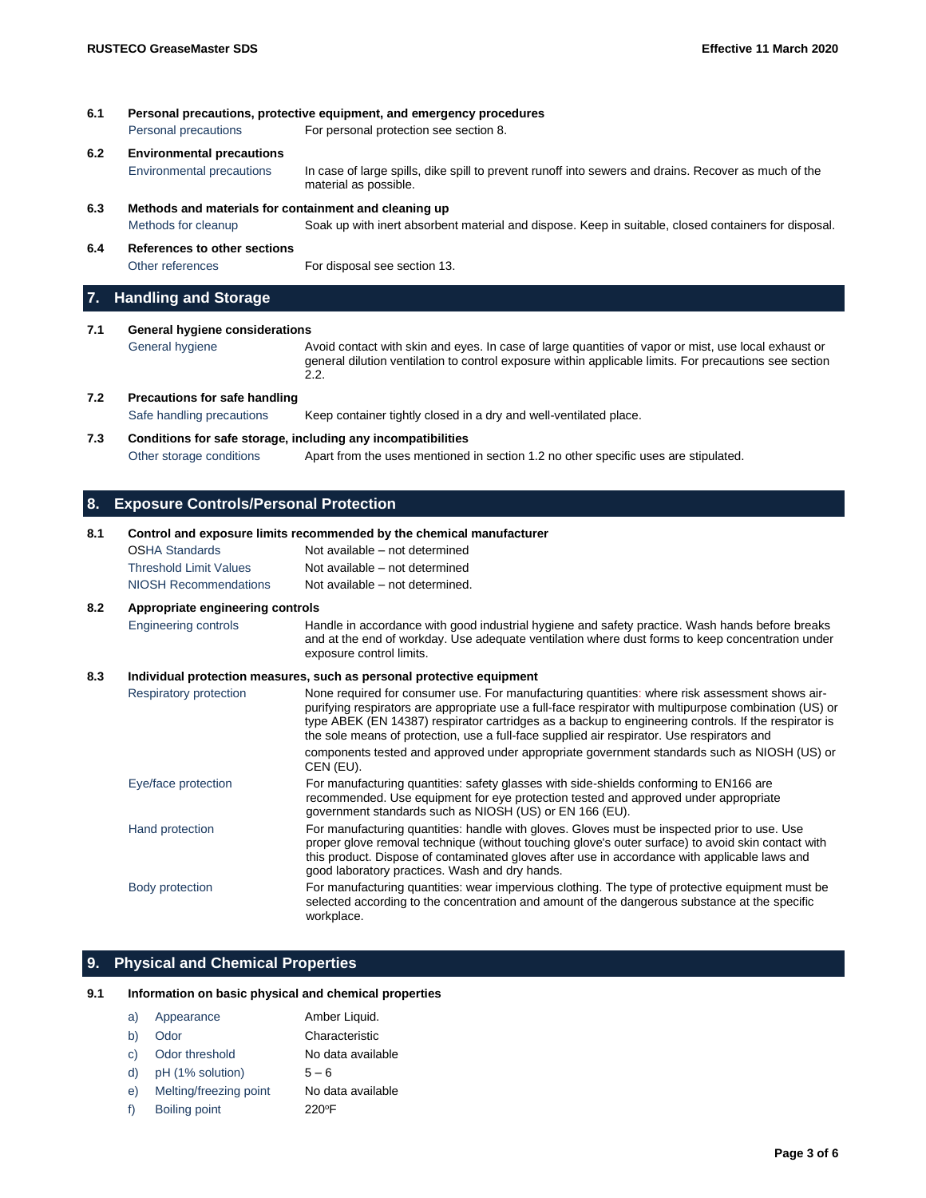**6.1 Personal precautions, protective equipment, and emergency procedures**

| | |
|---|---|
| Personal precautions | For personal protection see section 8. |

**6.2 Environmental precautions**

| | |
|---|---|
| Environmental precautions | In case of large spills, dike spill to prevent runoff into sewers and drains. Recover as much of the material as possible. |

**6.3 Methods and materials for containment and cleaning up**

| | |
|---|---|
| Methods for cleanup | Soak up with inert absorbent material and dispose. Keep in suitable, closed containers for disposal. |

**6.4 References to other sections**

| | |
|---|---|
| Other references | For disposal see section 13. |

## 7. Handling and Storage

**7.1 General hygiene considerations**

| | |
|---|---|
| General hygiene | Avoid contact with skin and eyes. In case of large quantities of vapor or mist, use local exhaust or general dilution ventilation to control exposure within applicable limits. For precautions see section 2.2. |

**7.2 Precautions for safe handling**

| | |
|---|---|
| Safe handling precautions | Keep container tightly closed in a dry and well-ventilated place. |

**7.3 Conditions for safe storage, including any incompatibilities**

| | |
|---|---|
| Other storage conditions | Apart from the uses mentioned in section 1.2 no other specific uses are stipulated. |

## 8. Exposure Controls/Personal Protection

**8.1 Control and exposure limits recommended by the chemical manufacturer**

| | |
|---|---|
| OSHA Standards | Not available – not determined |
| Threshold Limit Values | Not available – not determined |
| NIOSH Recommendations | Not available – not determined. |

**8.2 Appropriate engineering controls**

| | |
|---|---|
| Engineering controls | Handle in accordance with good industrial hygiene and safety practice. Wash hands before breaks and at the end of workday. Use adequate ventilation where dust forms to keep concentration under exposure control limits. |

**8.3 Individual protection measures, such as personal protective equipment**

| | |
|---|---|
| Respiratory protection | None required for consumer use. For manufacturing quantities: where risk assessment shows air-purifying respirators are appropriate use a full-face respirator with multipurpose combination (US) or type ABEK (EN 14387) respirator cartridges as a backup to engineering controls. If the respirator is the sole means of protection, use a full-face supplied air respirator. Use respirators and components tested and approved under appropriate government standards such as NIOSH (US) or CEN (EU). |
| Eye/face protection | For manufacturing quantities: safety glasses with side-shields conforming to EN166 are recommended. Use equipment for eye protection tested and approved under appropriate government standards such as NIOSH (US) or EN 166 (EU). |
| Hand protection | For manufacturing quantities: handle with gloves. Gloves must be inspected prior to use. Use proper glove removal technique (without touching glove's outer surface) to avoid skin contact with this product. Dispose of contaminated gloves after use in accordance with applicable laws and good laboratory practices. Wash and dry hands. |
| Body protection | For manufacturing quantities: wear impervious clothing. The type of protective equipment must be selected according to the concentration and amount of the dangerous substance at the specific workplace. |

## 9. Physical and Chemical Properties

**9.1 Information on basic physical and chemical properties**

| | |
|---|---|
| a) Appearance | Amber Liquid. |
| b) Odor | Characteristic |
| c) Odor threshold | No data available |
| d) pH (1% solution) | 5 – 6 |
| e) Melting/freezing point | No data available |
| f) Boiling point | 220°F |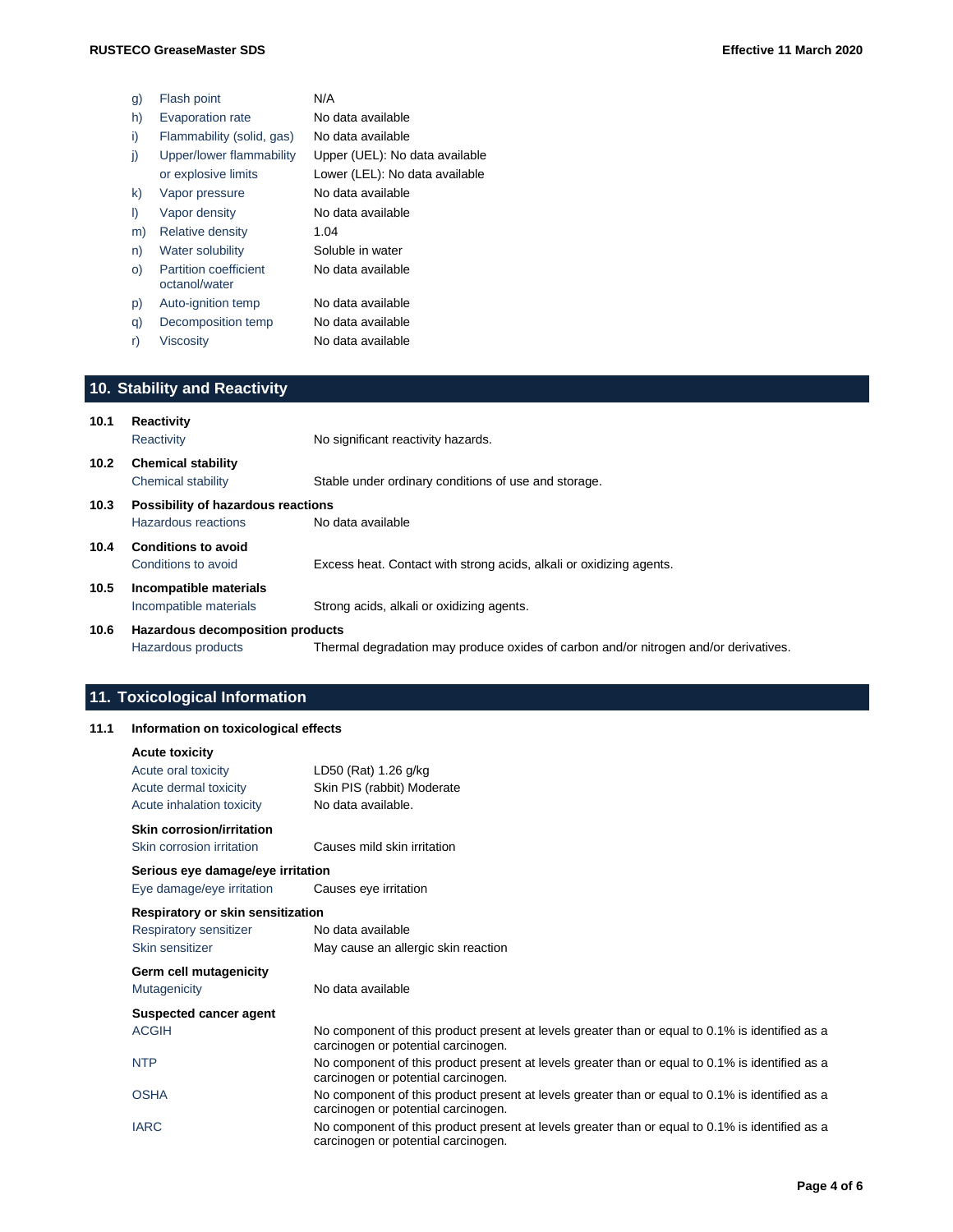| | | |
|---|---|---|
| g) | Flash point | N/A |
| h) | Evaporation rate | No data available |
| i) | Flammability (solid, gas) | No data available |
| j) | Upper/lower flammability or explosive limits | Upper (UEL): No data available<br>Lower (LEL): No data available |
| k) | Vapor pressure | No data available |
| l) | Vapor density | No data available |
| m) | Relative density | 1.04 |
| n) | Water solubility | Soluble in water |
| o) | Partition coefficient octanol/water | No data available |
| p) | Auto-ignition temp | No data available |
| q) | Decomposition temp | No data available |
| r) | Viscosity | No data available |

## 10. Stability and Reactivity

**10.1 Reactivity**

Reactivity: No significant reactivity hazards.

**10.2 Chemical stability**

Chemical stability: Stable under ordinary conditions of use and storage.

**10.3 Possibility of hazardous reactions**

Hazardous reactions: No data available

**10.4 Conditions to avoid**

Conditions to avoid: Excess heat. Contact with strong acids, alkali or oxidizing agents.

**10.5 Incompatible materials**

Incompatible materials: Strong acids, alkali or oxidizing agents.

**10.6 Hazardous decomposition products**

Hazardous products: Thermal degradation may produce oxides of carbon and/or nitrogen and/or derivatives.

## 11. Toxicological Information

**11.1 Information on toxicological effects**

**Acute toxicity**

| | |
|---|---|
| Acute oral toxicity | LD50 (Rat) 1.26 g/kg |
| Acute dermal toxicity | Skin PIS (rabbit) Moderate |
| Acute inhalation toxicity | No data available. |

**Skin corrosion/irritation**

Skin corrosion irritation: Causes mild skin irritation

**Serious eye damage/eye irritation**

Eye damage/eye irritation: Causes eye irritation

**Respiratory or skin sensitization**

| | |
|---|---|
| Respiratory sensitizer | No data available |
| Skin sensitizer | May cause an allergic skin reaction |

**Germ cell mutagenicity**

Mutagenicity: No data available

**Suspected cancer agent**

| | |
|---|---|
| ACGIH | No component of this product present at levels greater than or equal to 0.1% is identified as a carcinogen or potential carcinogen. |
| NTP | No component of this product present at levels greater than or equal to 0.1% is identified as a carcinogen or potential carcinogen. |
| OSHA | No component of this product present at levels greater than or equal to 0.1% is identified as a carcinogen or potential carcinogen. |
| IARC | No component of this product present at levels greater than or equal to 0.1% is identified as a carcinogen or potential carcinogen. |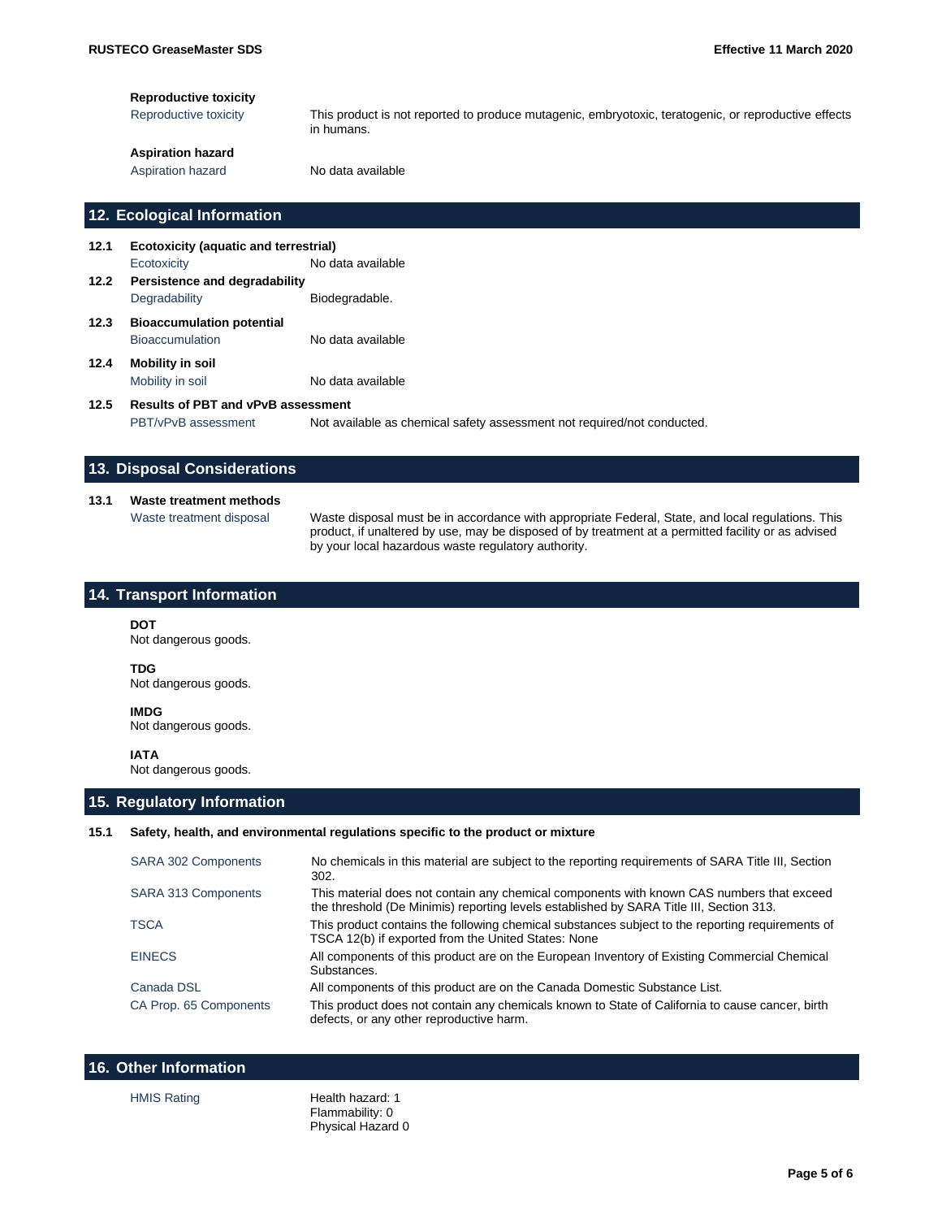**Reproductive toxicity**

| | |
|---|---|
| Reproductive toxicity | This product is not reported to produce mutagenic, embryotoxic, teratogenic, or reproductive effects in humans. |

**Aspiration hazard**

| | |
|---|---|
| Aspiration hazard | No data available |

## 12. Ecological Information

**12.1 Ecotoxicity (aquatic and terrestrial)**

| | |
|---|---|
| Ecotoxicity | No data available |

**12.2 Persistence and degradability**

| | |
|---|---|
| Degradability | Biodegradable. |

**12.3 Bioaccumulation potential**

| | |
|---|---|
| Bioaccumulation | No data available |

**12.4 Mobility in soil**

| | |
|---|---|
| Mobility in soil | No data available |

**12.5 Results of PBT and vPvB assessment**

| | |
|---|---|
| PBT/vPvB assessment | Not available as chemical safety assessment not required/not conducted. |

## 13. Disposal Considerations

**13.1 Waste treatment methods**

| | |
|---|---|
| Waste treatment disposal | Waste disposal must be in accordance with appropriate Federal, State, and local regulations. This product, if unaltered by use, may be disposed of by treatment at a permitted facility or as advised by your local hazardous waste regulatory authority. |

## 14. Transport Information

**DOT**
Not dangerous goods.

**TDG**
Not dangerous goods.

**IMDG**
Not dangerous goods.

**IATA**
Not dangerous goods.

## 15. Regulatory Information

**15.1 Safety, health, and environmental regulations specific to the product or mixture**

| | |
|---|---|
| SARA 302 Components | No chemicals in this material are subject to the reporting requirements of SARA Title III, Section 302. |
| SARA 313 Components | This material does not contain any chemical components with known CAS numbers that exceed the threshold (De Minimis) reporting levels established by SARA Title III, Section 313. |
| TSCA | This product contains the following chemical substances subject to the reporting requirements of TSCA 12(b) if exported from the United States: None |
| EINECS | All components of this product are on the European Inventory of Existing Commercial Chemical Substances. |
| Canada DSL | All components of this product are on the Canada Domestic Substance List. |
| CA Prop. 65 Components | This product does not contain any chemicals known to State of California to cause cancer, birth defects, or any other reproductive harm. |

## 16. Other Information

| | |
|---|---|
| HMIS Rating | Health hazard: 1<br>Flammability: 0<br>Physical Hazard 0 |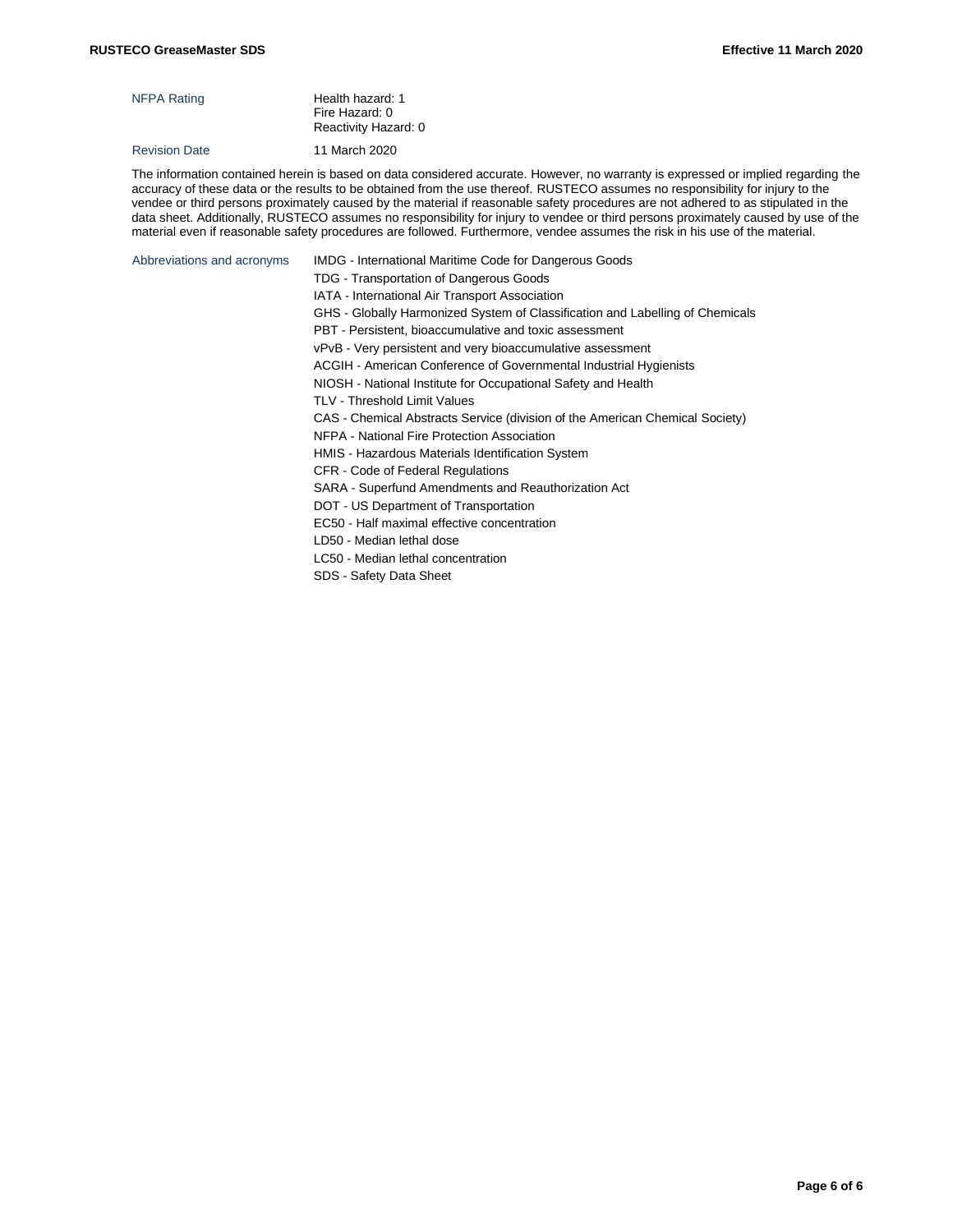| | |
|---|---|
| NFPA Rating | Health hazard: 1<br>Fire Hazard: 0<br>Reactivity Hazard: 0 |
| Revision Date | 11 March 2020 |

The information contained herein is based on data considered accurate. However, no warranty is expressed or implied regarding the accuracy of these data or the results to be obtained from the use thereof. RUSTECO assumes no responsibility for injury to the vendee or third persons proximately caused by the material if reasonable safety procedures are not adhered to as stipulated in the data sheet. Additionally, RUSTECO assumes no responsibility for injury to vendee or third persons proximately caused by use of the material even if reasonable safety procedures are followed. Furthermore, vendee assumes the risk in his use of the material.

Abbreviations and acronyms

- IMDG - International Maritime Code for Dangerous Goods
- TDG - Transportation of Dangerous Goods
- IATA - International Air Transport Association
- GHS - Globally Harmonized System of Classification and Labelling of Chemicals
- PBT - Persistent, bioaccumulative and toxic assessment
- vPvB - Very persistent and very bioaccumulative assessment
- ACGIH - American Conference of Governmental Industrial Hygienists
- NIOSH - National Institute for Occupational Safety and Health
- TLV - Threshold Limit Values
- CAS - Chemical Abstracts Service (division of the American Chemical Society)
- NFPA - National Fire Protection Association
- HMIS - Hazardous Materials Identification System
- CFR - Code of Federal Regulations
- SARA - Superfund Amendments and Reauthorization Act
- DOT - US Department of Transportation
- EC50 - Half maximal effective concentration
- LD50 - Median lethal dose
- LC50 - Median lethal concentration
- SDS - Safety Data Sheet